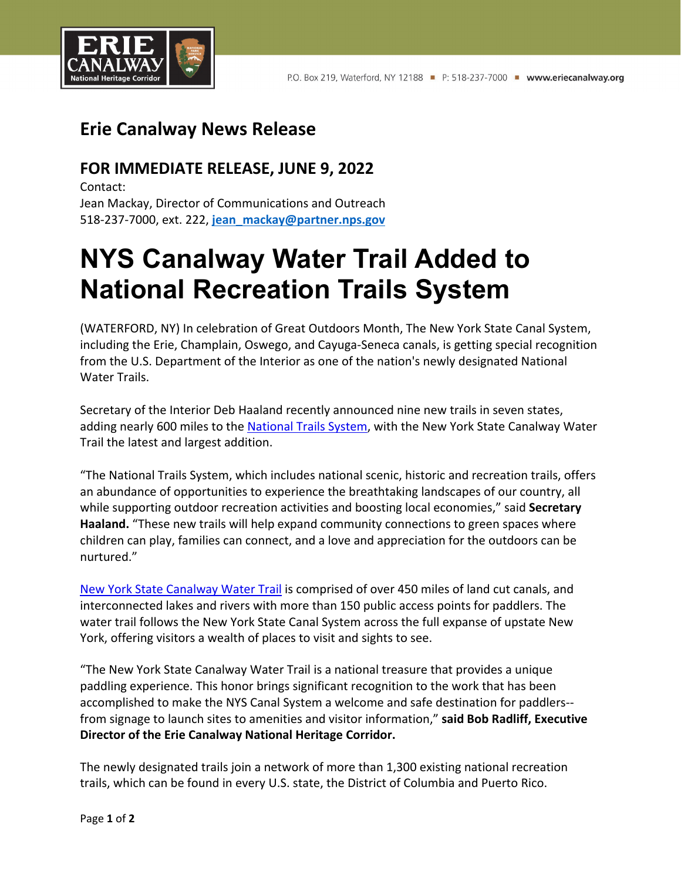ERIE CANALWAY National Heritage Corridor

P.O. Box 219, Waterford, NY 12188 ■ P: 518-237-7000 ■ www.eriecanalway.org

## Erie Canalway News Release

### FOR IMMEDIATE RELEASE, JUNE 9, 2022

Contact:
Jean Mackay, Director of Communications and Outreach
518-237-7000, ext. 222, **jean_mackay@partner.nps.gov**

# NYS Canalway Water Trail Added to National Recreation Trails System

(WATERFORD, NY) In celebration of Great Outdoors Month, The New York State Canal System, including the Erie, Champlain, Oswego, and Cayuga-Seneca canals, is getting special recognition from the U.S. Department of the Interior as one of the nation's newly designated National Water Trails.

Secretary of the Interior Deb Haaland recently announced nine new trails in seven states, adding nearly 600 miles to the National Trails System, with the New York State Canalway Water Trail the latest and largest addition.

"The National Trails System, which includes national scenic, historic and recreation trails, offers an abundance of opportunities to experience the breathtaking landscapes of our country, all while supporting outdoor recreation activities and boosting local economies," said **Secretary Haaland.** "These new trails will help expand community connections to green spaces where children can play, families can connect, and a love and appreciation for the outdoors can be nurtured."

New York State Canalway Water Trail is comprised of over 450 miles of land cut canals, and interconnected lakes and rivers with more than 150 public access points for paddlers. The water trail follows the New York State Canal System across the full expanse of upstate New York, offering visitors a wealth of places to visit and sights to see.

"The New York State Canalway Water Trail is a national treasure that provides a unique paddling experience. This honor brings significant recognition to the work that has been accomplished to make the NYS Canal System a welcome and safe destination for paddlers--from signage to launch sites to amenities and visitor information," **said Bob Radliff, Executive Director of the Erie Canalway National Heritage Corridor.**

The newly designated trails join a network of more than 1,300 existing national recreation trails, which can be found in every U.S. state, the District of Columbia and Puerto Rico.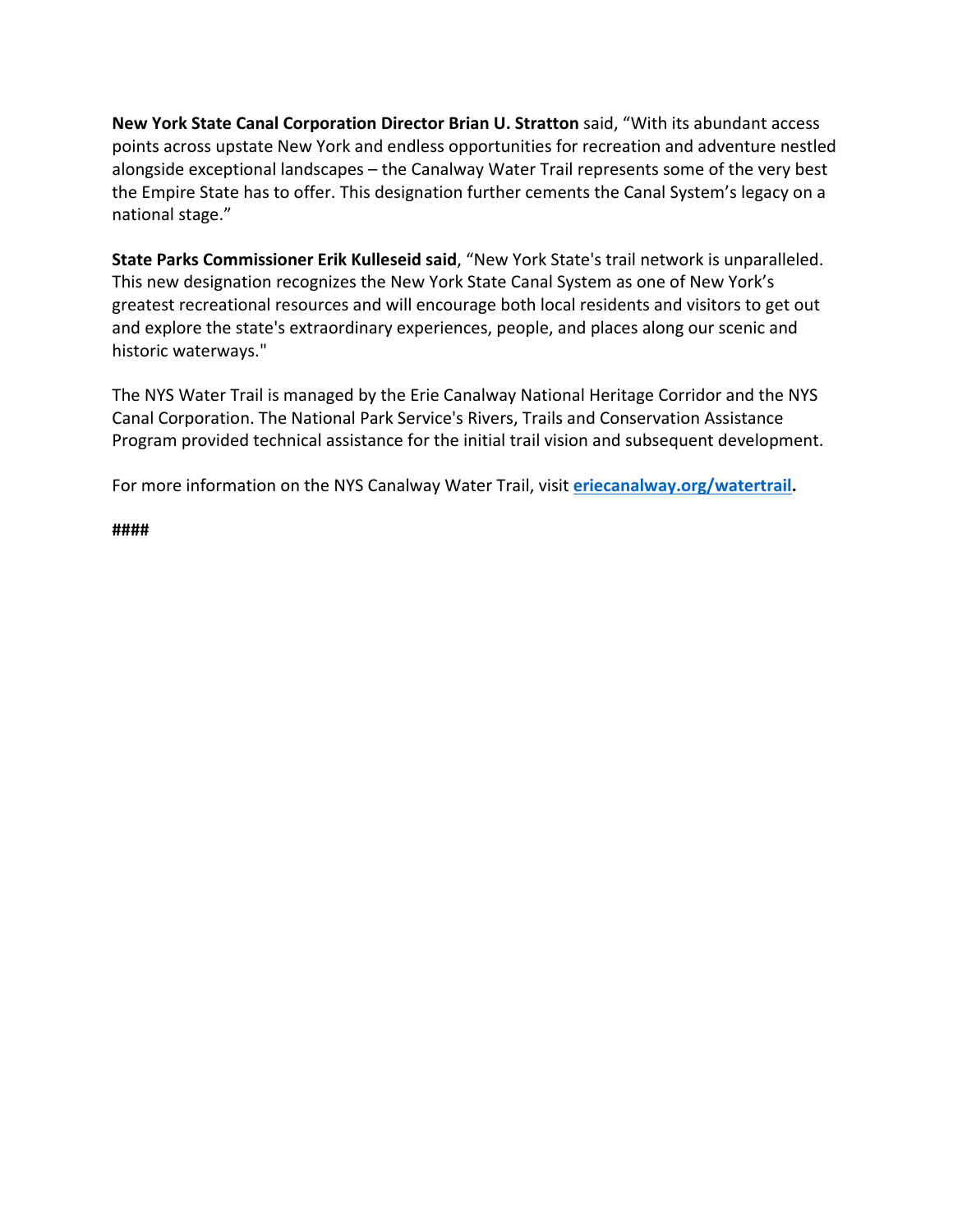**New York State Canal Corporation Director Brian U. Stratton** said, "With its abundant access points across upstate New York and endless opportunities for recreation and adventure nestled alongside exceptional landscapes – the Canalway Water Trail represents some of the very best the Empire State has to offer. This designation further cements the Canal System's legacy on a national stage."

**State Parks Commissioner Erik Kulleseid said**, "New York State's trail network is unparalleled. This new designation recognizes the New York State Canal System as one of New York's greatest recreational resources and will encourage both local residents and visitors to get out and explore the state's extraordinary experiences, people, and places along our scenic and historic waterways."

The NYS Water Trail is managed by the Erie Canalway National Heritage Corridor and the NYS Canal Corporation. The National Park Service's Rivers, Trails and Conservation Assistance Program provided technical assistance for the initial trail vision and subsequent development.

For more information on the NYS Canalway Water Trail, visit **eriecanalway.org/watertrail.**

**####**